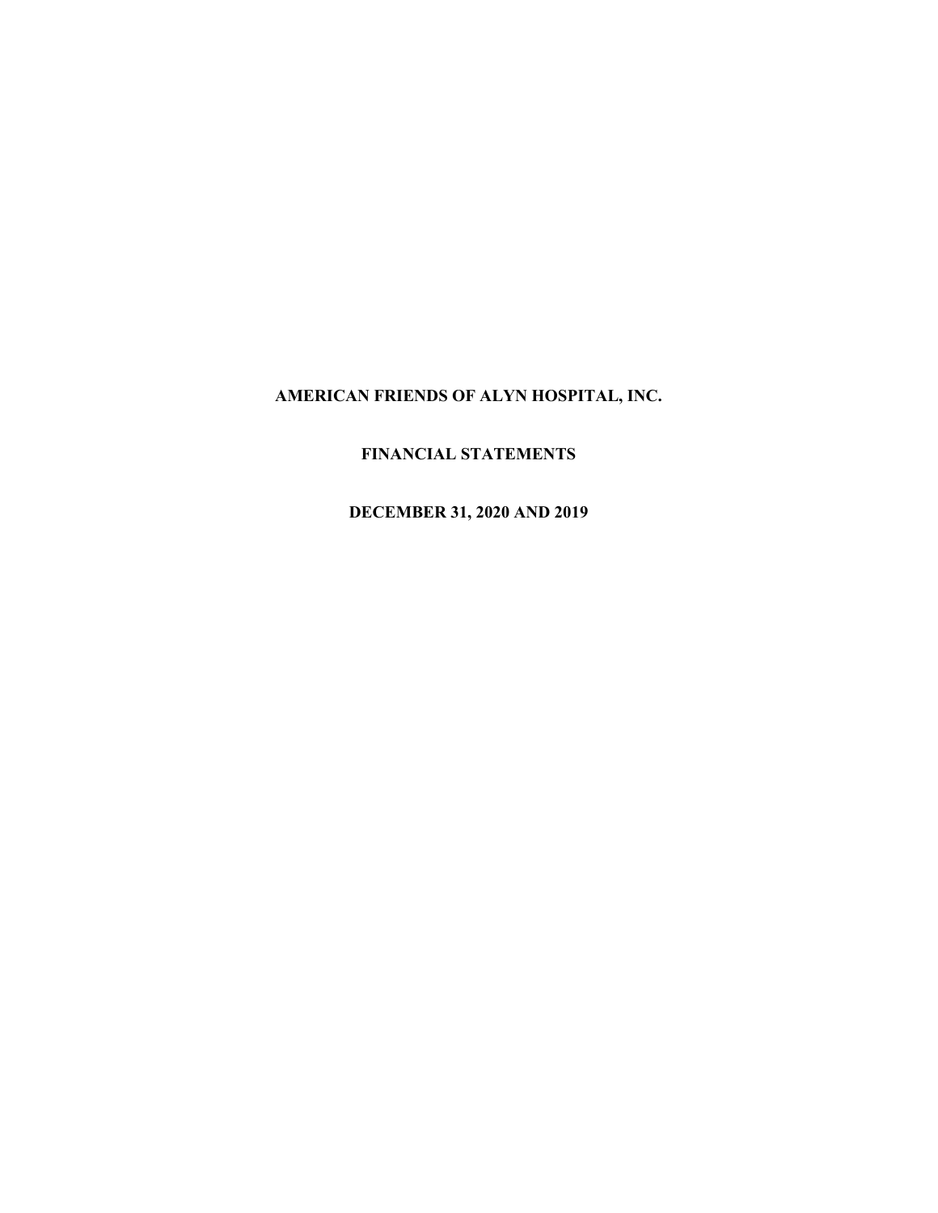# AMERICAN FRIENDS OF ALYN HOSPITAL, INC.

## FINANCIAL STATEMENTS

## DECEMBER 31, 2020 AND 2019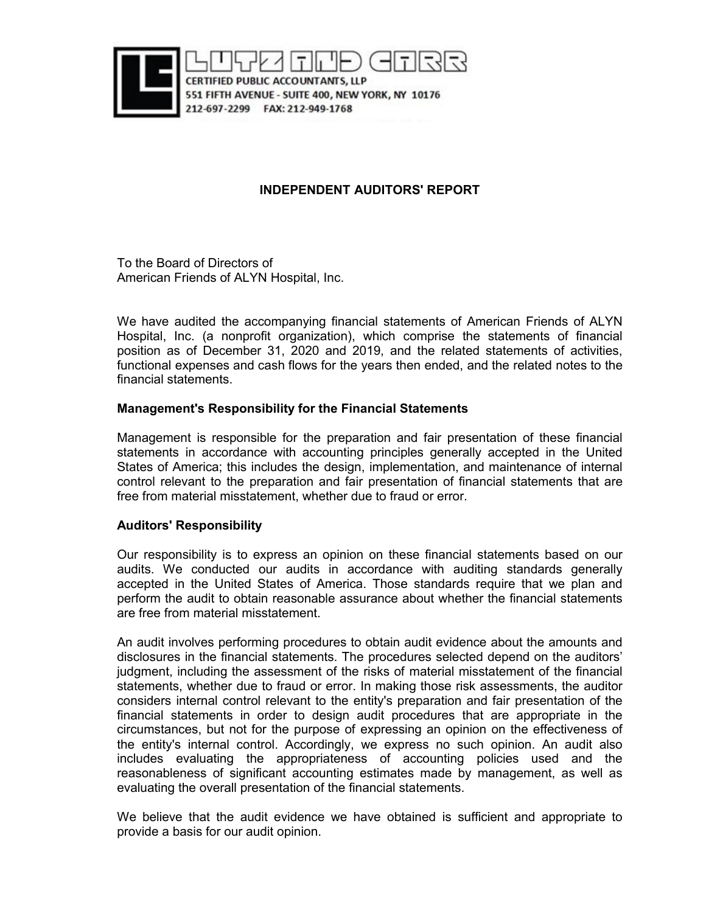LUTZ AND CARR
CERTIFIED PUBLIC ACCOUNTANTS, LLP
551 FIFTH AVENUE - SUITE 400, NEW YORK, NY 10176
212-697-2299 FAX: 212-949-1768

## INDEPENDENT AUDITORS' REPORT

To the Board of Directors of
American Friends of ALYN Hospital, Inc.

We have audited the accompanying financial statements of American Friends of ALYN Hospital, Inc. (a nonprofit organization), which comprise the statements of financial position as of December 31, 2020 and 2019, and the related statements of activities, functional expenses and cash flows for the years then ended, and the related notes to the financial statements.

### Management's Responsibility for the Financial Statements

Management is responsible for the preparation and fair presentation of these financial statements in accordance with accounting principles generally accepted in the United States of America; this includes the design, implementation, and maintenance of internal control relevant to the preparation and fair presentation of financial statements that are free from material misstatement, whether due to fraud or error.

### Auditors' Responsibility

Our responsibility is to express an opinion on these financial statements based on our audits. We conducted our audits in accordance with auditing standards generally accepted in the United States of America. Those standards require that we plan and perform the audit to obtain reasonable assurance about whether the financial statements are free from material misstatement.

An audit involves performing procedures to obtain audit evidence about the amounts and disclosures in the financial statements. The procedures selected depend on the auditors' judgment, including the assessment of the risks of material misstatement of the financial statements, whether due to fraud or error. In making those risk assessments, the auditor considers internal control relevant to the entity's preparation and fair presentation of the financial statements in order to design audit procedures that are appropriate in the circumstances, but not for the purpose of expressing an opinion on the effectiveness of the entity's internal control. Accordingly, we express no such opinion. An audit also includes evaluating the appropriateness of accounting policies used and the reasonableness of significant accounting estimates made by management, as well as evaluating the overall presentation of the financial statements.

We believe that the audit evidence we have obtained is sufficient and appropriate to provide a basis for our audit opinion.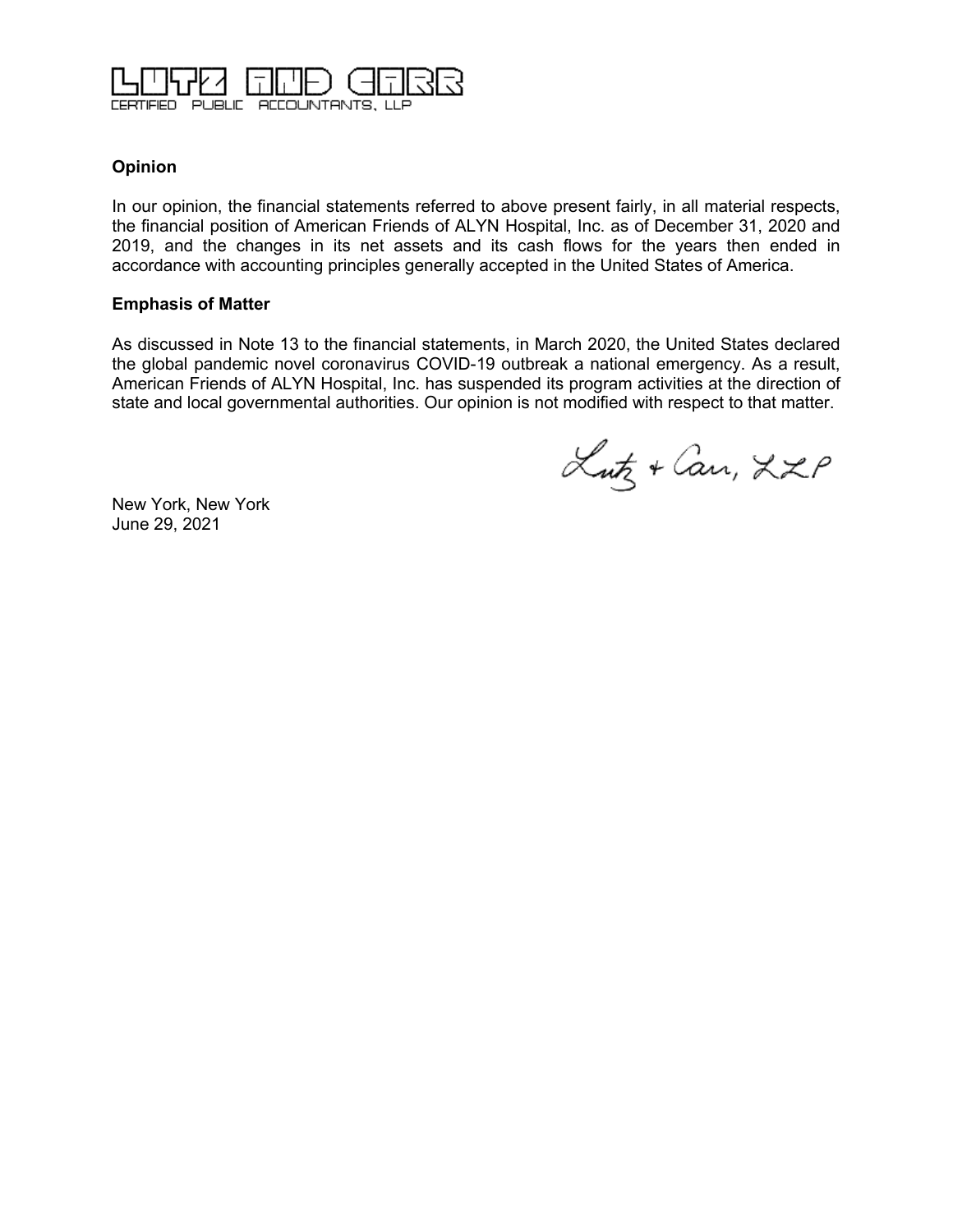LUTZ AND CARR
CERTIFIED PUBLIC ACCOUNTANTS, LLP

**Opinion**

In our opinion, the financial statements referred to above present fairly, in all material respects, the financial position of American Friends of ALYN Hospital, Inc. as of December 31, 2020 and 2019, and the changes in its net assets and its cash flows for the years then ended in accordance with accounting principles generally accepted in the United States of America.

**Emphasis of Matter**

As discussed in Note 13 to the financial statements, in March 2020, the United States declared the global pandemic novel coronavirus COVID-19 outbreak a national emergency. As a result, American Friends of ALYN Hospital, Inc. has suspended its program activities at the direction of state and local governmental authorities. Our opinion is not modified with respect to that matter.

Lutz + Carr, LLP

New York, New York
June 29, 2021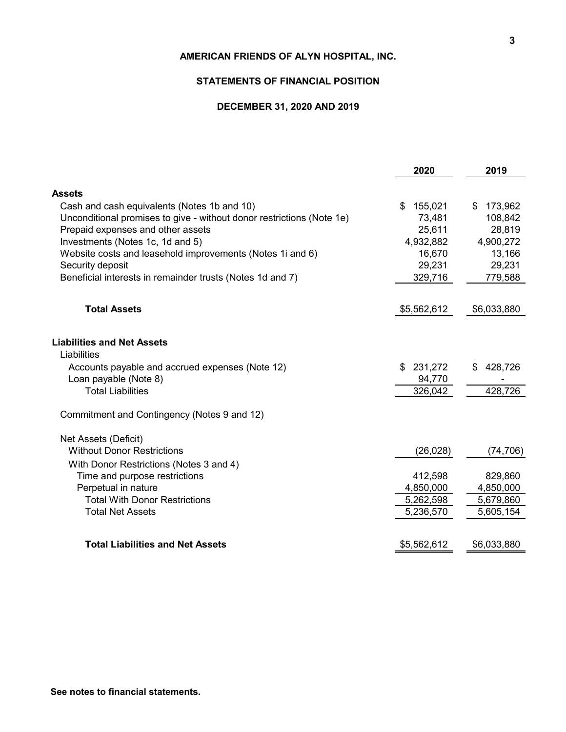# AMERICAN FRIENDS OF ALYN HOSPITAL, INC.

## STATEMENTS OF FINANCIAL POSITION

### DECEMBER 31, 2020 AND 2019

| | 2020 | 2019 |
|---|---|---|
| **Assets** | | |
| Cash and cash equivalents (Notes 1b and 10) | $ 155,021 | $ 173,962 |
| Unconditional promises to give - without donor restrictions (Note 1e) | 73,481 | 108,842 |
| Prepaid expenses and other assets | 25,611 | 28,819 |
| Investments (Notes 1c, 1d and 5) | 4,932,882 | 4,900,272 |
| Website costs and leasehold improvements (Notes 1i and 6) | 16,670 | 13,166 |
| Security deposit | 29,231 | 29,231 |
| Beneficial interests in remainder trusts (Notes 1d and 7) | 329,716 | 779,588 |
| **Total Assets** | $5,562,612 | $6,033,880 |
| **Liabilities and Net Assets** | | |
| Liabilities | | |
| Accounts payable and accrued expenses (Note 12) | $ 231,272 | $ 428,726 |
| Loan payable (Note 8) | 94,770 | - |
| Total Liabilities | 326,042 | 428,726 |
| Commitment and Contingency (Notes 9 and 12) | | |
| Net Assets (Deficit) | | |
| Without Donor Restrictions | (26,028) | (74,706) |
| With Donor Restrictions (Notes 3 and 4) | | |
| Time and purpose restrictions | 412,598 | 829,860 |
| Perpetual in nature | 4,850,000 | 4,850,000 |
| Total With Donor Restrictions | 5,262,598 | 5,679,860 |
| Total Net Assets | 5,236,570 | 5,605,154 |
| **Total Liabilities and Net Assets** | $5,562,612 | $6,033,880 |

**See notes to financial statements.**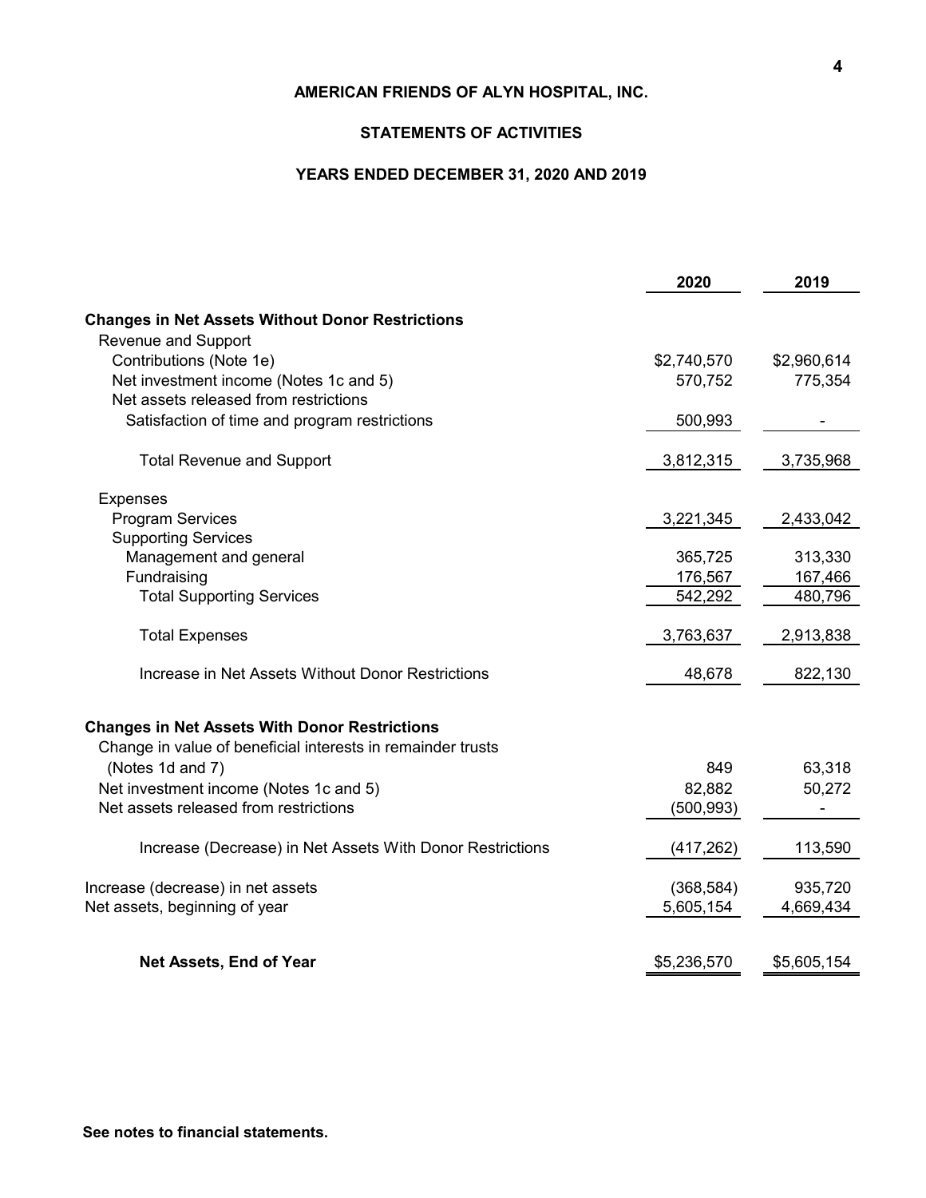# AMERICAN FRIENDS OF ALYN HOSPITAL, INC.

## STATEMENTS OF ACTIVITIES

### YEARS ENDED DECEMBER 31, 2020 AND 2019

| | 2020 | 2019 |
|---|---|---|
| **Changes in Net Assets Without Donor Restrictions** | | |
| Revenue and Support | | |
| Contributions (Note 1e) | $2,740,570 | $2,960,614 |
| Net investment income (Notes 1c and 5) | 570,752 | 775,354 |
| Net assets released from restrictions | | |
| Satisfaction of time and program restrictions | 500,993 | - |
| Total Revenue and Support | 3,812,315 | 3,735,968 |
| Expenses | | |
| Program Services | 3,221,345 | 2,433,042 |
| Supporting Services | | |
| Management and general | 365,725 | 313,330 |
| Fundraising | 176,567 | 167,466 |
| Total Supporting Services | 542,292 | 480,796 |
| Total Expenses | 3,763,637 | 2,913,838 |
| Increase in Net Assets Without Donor Restrictions | 48,678 | 822,130 |
| **Changes in Net Assets With Donor Restrictions** | | |
| Change in value of beneficial interests in remainder trusts (Notes 1d and 7) | 849 | 63,318 |
| Net investment income (Notes 1c and 5) | 82,882 | 50,272 |
| Net assets released from restrictions | (500,993) | - |
| Increase (Decrease) in Net Assets With Donor Restrictions | (417,262) | 113,590 |
| Increase (decrease) in net assets | (368,584) | 935,720 |
| Net assets, beginning of year | 5,605,154 | 4,669,434 |
| **Net Assets, End of Year** | $5,236,570 | $5,605,154 |

**See notes to financial statements.**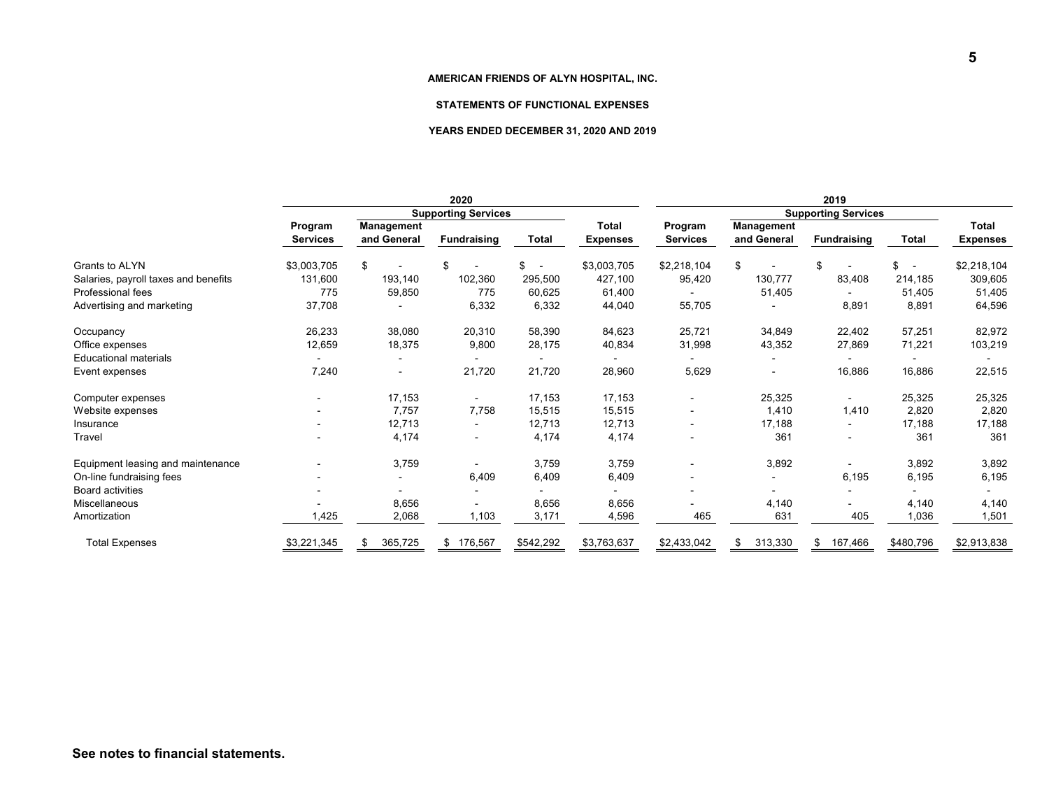# AMERICAN FRIENDS OF ALYN HOSPITAL, INC.

## STATEMENTS OF FUNCTIONAL EXPENSES

### YEARS ENDED DECEMBER 31, 2020 AND 2019

| | 2020 | | | | | 2019 | | | | |
|---|---|---|---|---|---|---|---|---|---|---|
| | | Supporting Services | | | | | Supporting Services | | | |
| | Program Services | Management and General | Fundraising | Total | Total Expenses | Program Services | Management and General | Fundraising | Total | Total Expenses |
| Grants to ALYN | $3,003,705 | $ - | $ - | $ - | $3,003,705 | $2,218,104 | $ - | $ - | $ - | $2,218,104 |
| Salaries, payroll taxes and benefits | 131,600 | 193,140 | 102,360 | 295,500 | 427,100 | 95,420 | 130,777 | 83,408 | 214,185 | 309,605 |
| Professional fees | 775 | 59,850 | 775 | 60,625 | 61,400 | - | 51,405 | - | 51,405 | 51,405 |
| Advertising and marketing | 37,708 | - | 6,332 | 6,332 | 44,040 | 55,705 | - | 8,891 | 8,891 | 64,596 |
| Occupancy | 26,233 | 38,080 | 20,310 | 58,390 | 84,623 | 25,721 | 34,849 | 22,402 | 57,251 | 82,972 |
| Office expenses | 12,659 | 18,375 | 9,800 | 28,175 | 40,834 | 31,998 | 43,352 | 27,869 | 71,221 | 103,219 |
| Educational materials | - | - | - | - | - | - | - | - | - | - |
| Event expenses | 7,240 | - | 21,720 | 21,720 | 28,960 | 5,629 | - | 16,886 | 16,886 | 22,515 |
| Computer expenses | - | 17,153 | - | 17,153 | 17,153 | - | 25,325 | - | 25,325 | 25,325 |
| Website expenses | - | 7,757 | 7,758 | 15,515 | 15,515 | - | 1,410 | 1,410 | 2,820 | 2,820 |
| Insurance | - | 12,713 | - | 12,713 | 12,713 | - | 17,188 | - | 17,188 | 17,188 |
| Travel | - | 4,174 | - | 4,174 | 4,174 | - | 361 | - | 361 | 361 |
| Equipment leasing and maintenance | - | 3,759 | - | 3,759 | 3,759 | - | 3,892 | - | 3,892 | 3,892 |
| On-line fundraising fees | - | - | 6,409 | 6,409 | 6,409 | - | - | 6,195 | 6,195 | 6,195 |
| Board activities | - | - | - | - | - | - | - | - | - | - |
| Miscellaneous | - | 8,656 | - | 8,656 | 8,656 | - | 4,140 | - | 4,140 | 4,140 |
| Amortization | 1,425 | 2,068 | 1,103 | 3,171 | 4,596 | 465 | 631 | 405 | 1,036 | 1,501 |
| Total Expenses | $3,221,345 | $ 365,725 | $ 176,567 | $542,292 | $3,763,637 | $2,433,042 | $ 313,330 | $ 167,466 | $480,796 | $2,913,838 |

**See notes to financial statements.**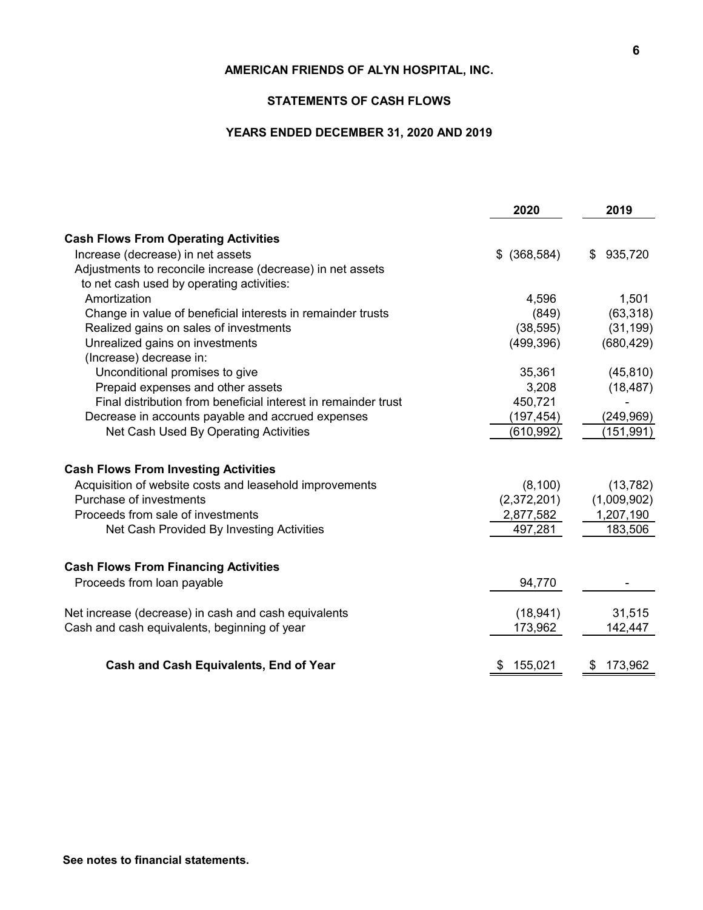# AMERICAN FRIENDS OF ALYN HOSPITAL, INC.

## STATEMENTS OF CASH FLOWS

### YEARS ENDED DECEMBER 31, 2020 AND 2019

| | 2020 | 2019 |
|---|---|---|
| **Cash Flows From Operating Activities** | | |
| Increase (decrease) in net assets | $ (368,584) | $ 935,720 |
| Adjustments to reconcile increase (decrease) in net assets to net cash used by operating activities: | | |
| Amortization | 4,596 | 1,501 |
| Change in value of beneficial interests in remainder trusts | (849) | (63,318) |
| Realized gains on sales of investments | (38,595) | (31,199) |
| Unrealized gains on investments | (499,396) | (680,429) |
| (Increase) decrease in: | | |
| Unconditional promises to give | 35,361 | (45,810) |
| Prepaid expenses and other assets | 3,208 | (18,487) |
| Final distribution from beneficial interest in remainder trust | 450,721 | - |
| Decrease in accounts payable and accrued expenses | (197,454) | (249,969) |
| Net Cash Used By Operating Activities | (610,992) | (151,991) |
| **Cash Flows From Investing Activities** | | |
| Acquisition of website costs and leasehold improvements | (8,100) | (13,782) |
| Purchase of investments | (2,372,201) | (1,009,902) |
| Proceeds from sale of investments | 2,877,582 | 1,207,190 |
| Net Cash Provided By Investing Activities | 497,281 | 183,506 |
| **Cash Flows From Financing Activities** | | |
| Proceeds from loan payable | 94,770 | - |
| Net increase (decrease) in cash and cash equivalents | (18,941) | 31,515 |
| Cash and cash equivalents, beginning of year | 173,962 | 142,447 |
| **Cash and Cash Equivalents, End of Year** | $ 155,021 | $ 173,962 |

**See notes to financial statements.**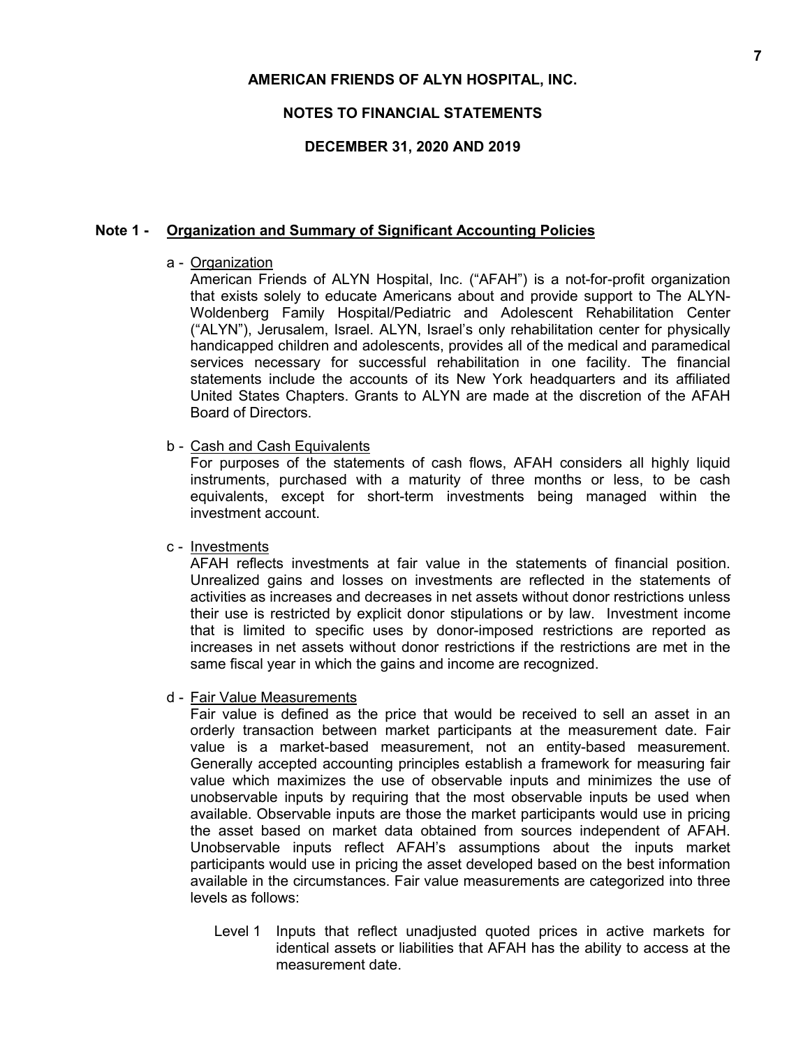**AMERICAN FRIENDS OF ALYN HOSPITAL, INC.**

**NOTES TO FINANCIAL STATEMENTS**

**DECEMBER 31, 2020 AND 2019**

## Note 1 - Organization and Summary of Significant Accounting Policies

a - Organization

American Friends of ALYN Hospital, Inc. ("AFAH") is a not-for-profit organization that exists solely to educate Americans about and provide support to The ALYN-Woldenberg Family Hospital/Pediatric and Adolescent Rehabilitation Center ("ALYN"), Jerusalem, Israel. ALYN, Israel's only rehabilitation center for physically handicapped children and adolescents, provides all of the medical and paramedical services necessary for successful rehabilitation in one facility. The financial statements include the accounts of its New York headquarters and its affiliated United States Chapters. Grants to ALYN are made at the discretion of the AFAH Board of Directors.

b - Cash and Cash Equivalents

For purposes of the statements of cash flows, AFAH considers all highly liquid instruments, purchased with a maturity of three months or less, to be cash equivalents, except for short-term investments being managed within the investment account.

c - Investments

AFAH reflects investments at fair value in the statements of financial position. Unrealized gains and losses on investments are reflected in the statements of activities as increases and decreases in net assets without donor restrictions unless their use is restricted by explicit donor stipulations or by law. Investment income that is limited to specific uses by donor-imposed restrictions are reported as increases in net assets without donor restrictions if the restrictions are met in the same fiscal year in which the gains and income are recognized.

d - Fair Value Measurements

Fair value is defined as the price that would be received to sell an asset in an orderly transaction between market participants at the measurement date. Fair value is a market-based measurement, not an entity-based measurement. Generally accepted accounting principles establish a framework for measuring fair value which maximizes the use of observable inputs and minimizes the use of unobservable inputs by requiring that the most observable inputs be used when available. Observable inputs are those the market participants would use in pricing the asset based on market data obtained from sources independent of AFAH. Unobservable inputs reflect AFAH's assumptions about the inputs market participants would use in pricing the asset developed based on the best information available in the circumstances. Fair value measurements are categorized into three levels as follows:

Level 1 Inputs that reflect unadjusted quoted prices in active markets for identical assets or liabilities that AFAH has the ability to access at the measurement date.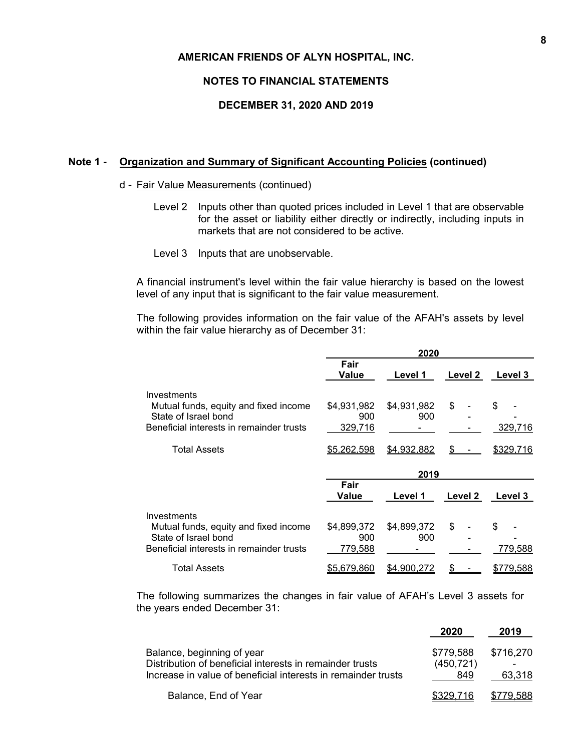AMERICAN FRIENDS OF ALYN HOSPITAL, INC.

NOTES TO FINANCIAL STATEMENTS

DECEMBER 31, 2020 AND 2019

**Note 1 - Organization and Summary of Significant Accounting Policies (continued)**

d - Fair Value Measurements (continued)

Level 2 Inputs other than quoted prices included in Level 1 that are observable for the asset or liability either directly or indirectly, including inputs in markets that are not considered to be active.

Level 3 Inputs that are unobservable.

A financial instrument's level within the fair value hierarchy is based on the lowest level of any input that is significant to the fair value measurement.

The following provides information on the fair value of the AFAH's assets by level within the fair value hierarchy as of December 31:

| | 2020 | | | |
|---|---|---|---|---|
| | Fair Value | Level 1 | Level 2 | Level 3 |
| Investments | | | | |
| Mutual funds, equity and fixed income | $4,931,982 | $4,931,982 | $ - | $ - |
| State of Israel bond | 900 | 900 | - | - |
| Beneficial interests in remainder trusts | 329,716 | - | - | 329,716 |
| Total Assets | $5,262,598 | $4,932,882 | $ - | $329,716 |

| | 2019 | | | |
|---|---|---|---|---|
| | Fair Value | Level 1 | Level 2 | Level 3 |
| Investments | | | | |
| Mutual funds, equity and fixed income | $4,899,372 | $4,899,372 | $ - | $ - |
| State of Israel bond | 900 | 900 | - | - |
| Beneficial interests in remainder trusts | 779,588 | - | - | 779,588 |
| Total Assets | $5,679,860 | $4,900,272 | $ - | $779,588 |

The following summarizes the changes in fair value of AFAH's Level 3 assets for the years ended December 31:

| | 2020 | 2019 |
|---|---|---|
| Balance, beginning of year | $779,588 | $716,270 |
| Distribution of beneficial interests in remainder trusts | (450,721) | - |
| Increase in value of beneficial interests in remainder trusts | 849 | 63,318 |
| Balance, End of Year | $329,716 | $779,588 |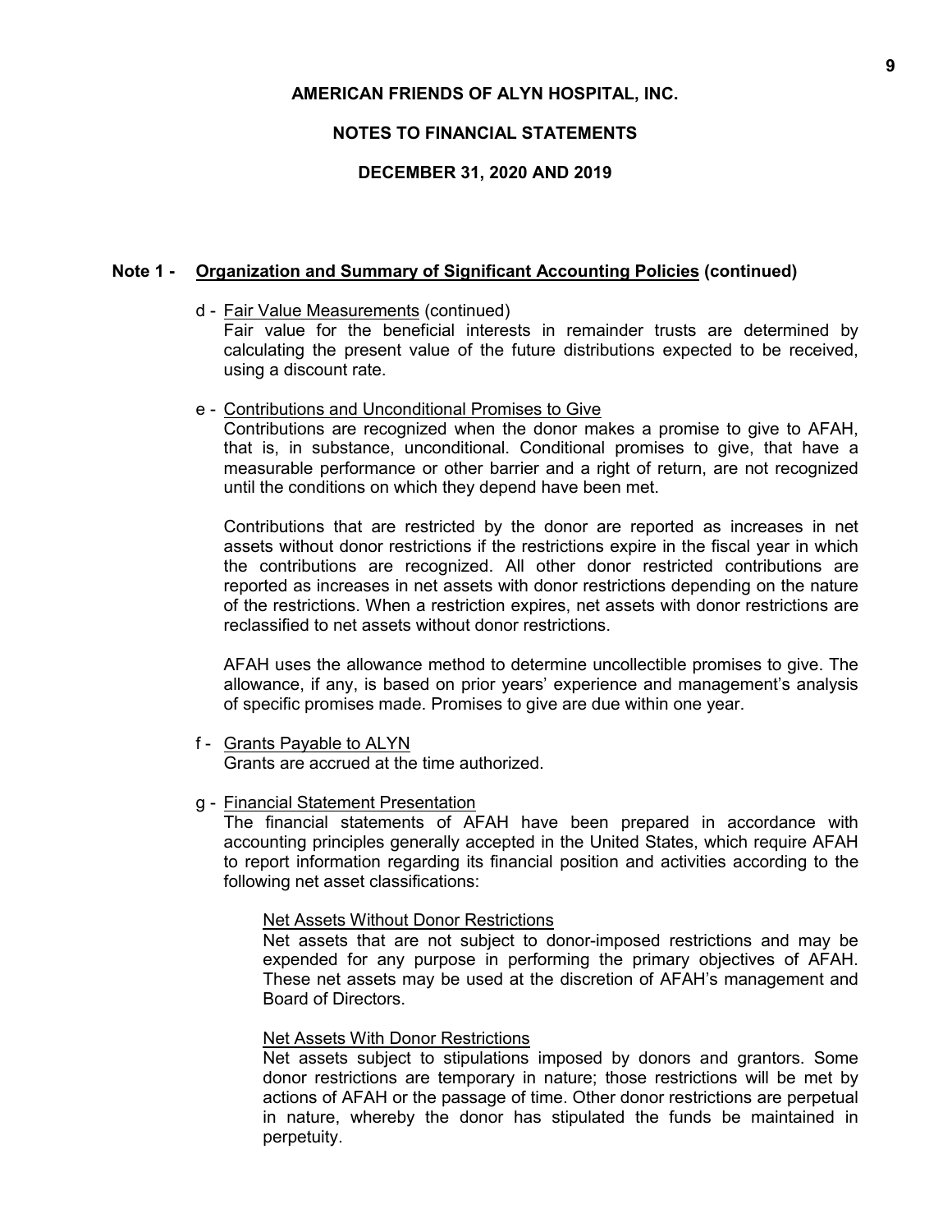AMERICAN FRIENDS OF ALYN HOSPITAL, INC.

NOTES TO FINANCIAL STATEMENTS

DECEMBER 31, 2020 AND 2019

**Note 1 - Organization and Summary of Significant Accounting Policies (continued)**

d - Fair Value Measurements (continued)
Fair value for the beneficial interests in remainder trusts are determined by calculating the present value of the future distributions expected to be received, using a discount rate.

e - Contributions and Unconditional Promises to Give
Contributions are recognized when the donor makes a promise to give to AFAH, that is, in substance, unconditional. Conditional promises to give, that have a measurable performance or other barrier and a right of return, are not recognized until the conditions on which they depend have been met.

Contributions that are restricted by the donor are reported as increases in net assets without donor restrictions if the restrictions expire in the fiscal year in which the contributions are recognized. All other donor restricted contributions are reported as increases in net assets with donor restrictions depending on the nature of the restrictions. When a restriction expires, net assets with donor restrictions are reclassified to net assets without donor restrictions.

AFAH uses the allowance method to determine uncollectible promises to give. The allowance, if any, is based on prior years' experience and management's analysis of specific promises made. Promises to give are due within one year.

f - Grants Payable to ALYN
Grants are accrued at the time authorized.

g - Financial Statement Presentation
The financial statements of AFAH have been prepared in accordance with accounting principles generally accepted in the United States, which require AFAH to report information regarding its financial position and activities according to the following net asset classifications:

Net Assets Without Donor Restrictions
Net assets that are not subject to donor-imposed restrictions and may be expended for any purpose in performing the primary objectives of AFAH. These net assets may be used at the discretion of AFAH's management and Board of Directors.

Net Assets With Donor Restrictions
Net assets subject to stipulations imposed by donors and grantors. Some donor restrictions are temporary in nature; those restrictions will be met by actions of AFAH or the passage of time. Other donor restrictions are perpetual in nature, whereby the donor has stipulated the funds be maintained in perpetuity.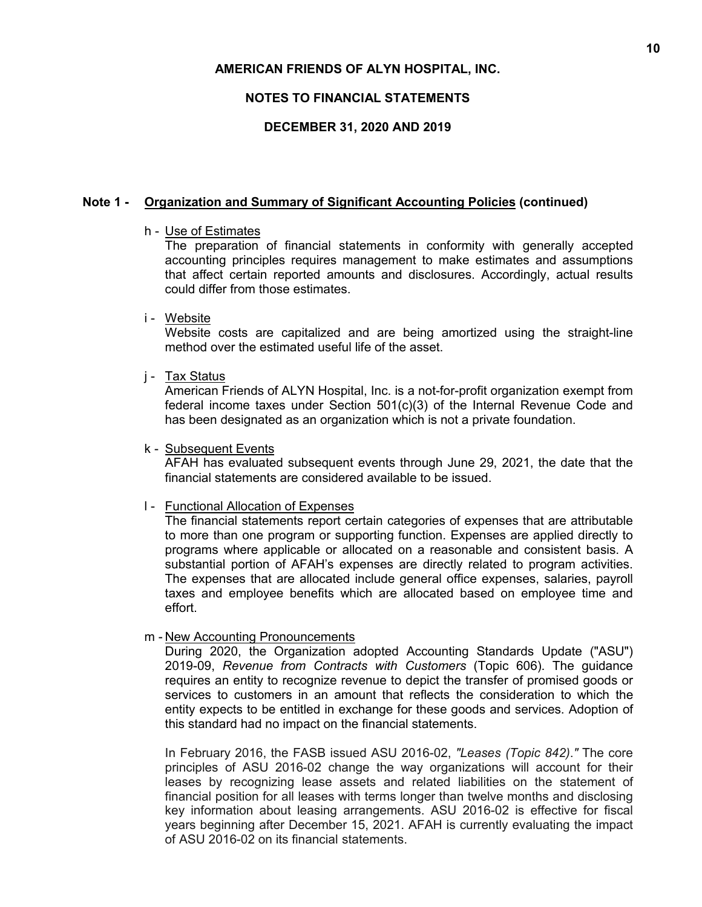**AMERICAN FRIENDS OF ALYN HOSPITAL, INC.**

**NOTES TO FINANCIAL STATEMENTS**

**DECEMBER 31, 2020 AND 2019**

## Note 1 - Organization and Summary of Significant Accounting Policies (continued)

h - Use of Estimates

The preparation of financial statements in conformity with generally accepted accounting principles requires management to make estimates and assumptions that affect certain reported amounts and disclosures. Accordingly, actual results could differ from those estimates.

i - Website

Website costs are capitalized and are being amortized using the straight-line method over the estimated useful life of the asset.

j - Tax Status

American Friends of ALYN Hospital, Inc. is a not-for-profit organization exempt from federal income taxes under Section 501(c)(3) of the Internal Revenue Code and has been designated as an organization which is not a private foundation.

k - Subsequent Events

AFAH has evaluated subsequent events through June 29, 2021, the date that the financial statements are considered available to be issued.

l - Functional Allocation of Expenses

The financial statements report certain categories of expenses that are attributable to more than one program or supporting function. Expenses are applied directly to programs where applicable or allocated on a reasonable and consistent basis. A substantial portion of AFAH's expenses are directly related to program activities. The expenses that are allocated include general office expenses, salaries, payroll taxes and employee benefits which are allocated based on employee time and effort.

m - New Accounting Pronouncements

During 2020, the Organization adopted Accounting Standards Update ("ASU") 2019-09, *Revenue from Contracts with Customers* (Topic 606). The guidance requires an entity to recognize revenue to depict the transfer of promised goods or services to customers in an amount that reflects the consideration to which the entity expects to be entitled in exchange for these goods and services. Adoption of this standard had no impact on the financial statements.

In February 2016, the FASB issued ASU 2016-02, *"Leases (Topic 842)."* The core principles of ASU 2016-02 change the way organizations will account for their leases by recognizing lease assets and related liabilities on the statement of financial position for all leases with terms longer than twelve months and disclosing key information about leasing arrangements. ASU 2016-02 is effective for fiscal years beginning after December 15, 2021. AFAH is currently evaluating the impact of ASU 2016-02 on its financial statements.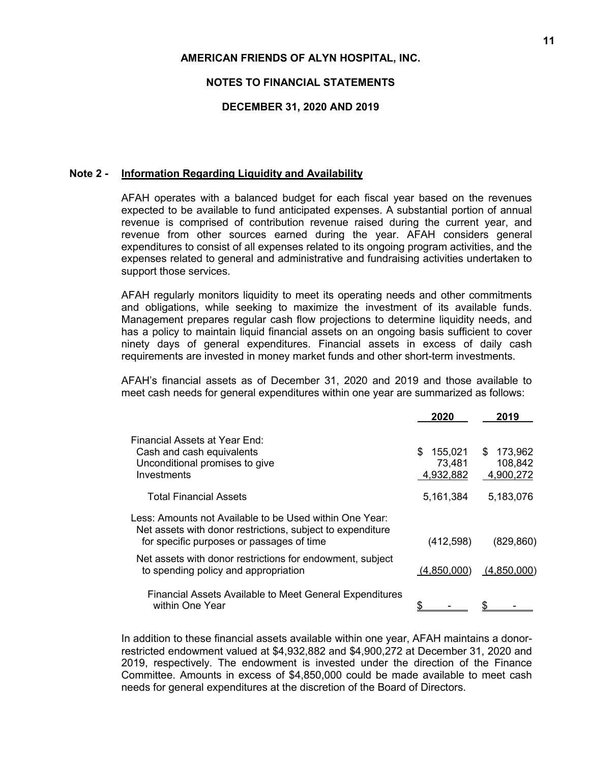# AMERICAN FRIENDS OF ALYN HOSPITAL, INC.

## NOTES TO FINANCIAL STATEMENTS

## DECEMBER 31, 2020 AND 2019

### Note 2 - Information Regarding Liquidity and Availability

AFAH operates with a balanced budget for each fiscal year based on the revenues expected to be available to fund anticipated expenses. A substantial portion of annual revenue is comprised of contribution revenue raised during the current year, and revenue from other sources earned during the year. AFAH considers general expenditures to consist of all expenses related to its ongoing program activities, and the expenses related to general and administrative and fundraising activities undertaken to support those services.

AFAH regularly monitors liquidity to meet its operating needs and other commitments and obligations, while seeking to maximize the investment of its available funds. Management prepares regular cash flow projections to determine liquidity needs, and has a policy to maintain liquid financial assets on an ongoing basis sufficient to cover ninety days of general expenditures. Financial assets in excess of daily cash requirements are invested in money market funds and other short-term investments.

AFAH's financial assets as of December 31, 2020 and 2019 and those available to meet cash needs for general expenditures within one year are summarized as follows:

| | 2020 | 2019 |
|---|---|---|
| Financial Assets at Year End: | | |
| Cash and cash equivalents | $ 155,021 | $ 173,962 |
| Unconditional promises to give | 73,481 | 108,842 |
| Investments | 4,932,882 | 4,900,272 |
| Total Financial Assets | 5,161,384 | 5,183,076 |
| Less: Amounts not Available to be Used within One Year: Net assets with donor restrictions, subject to expenditure for specific purposes or passages of time | (412,598) | (829,860) |
| Net assets with donor restrictions for endowment, subject to spending policy and appropriation | (4,850,000) | (4,850,000) |
| Financial Assets Available to Meet General Expenditures within One Year | $ - | $ - |

In addition to these financial assets available within one year, AFAH maintains a donor-restricted endowment valued at $4,932,882 and $4,900,272 at December 31, 2020 and 2019, respectively. The endowment is invested under the direction of the Finance Committee. Amounts in excess of $4,850,000 could be made available to meet cash needs for general expenditures at the discretion of the Board of Directors.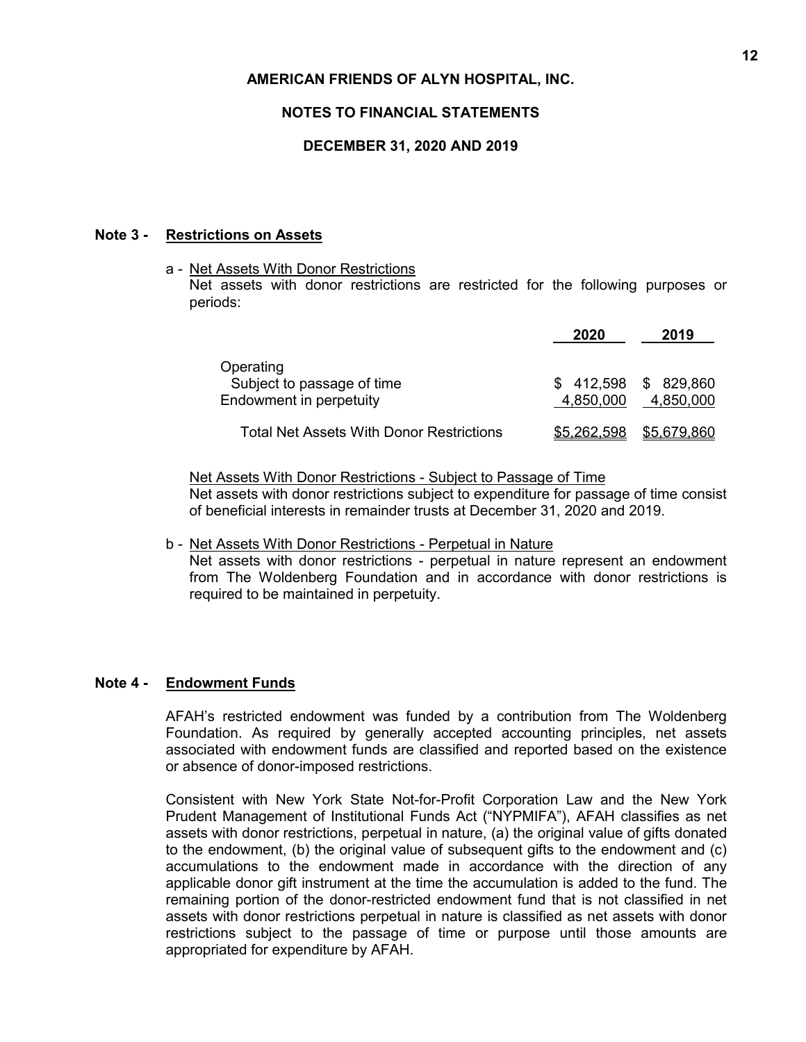# AMERICAN FRIENDS OF ALYN HOSPITAL, INC.

## NOTES TO FINANCIAL STATEMENTS

## DECEMBER 31, 2020 AND 2019

### Note 3 - Restrictions on Assets

a - Net Assets With Donor Restrictions

Net assets with donor restrictions are restricted for the following purposes or periods:

| | 2020 | 2019 |
|---|---|---|
| Operating | | |
| Subject to passage of time | $ 412,598 | $ 829,860 |
| Endowment in perpetuity | 4,850,000 | 4,850,000 |
| Total Net Assets With Donor Restrictions | $5,262,598 | $5,679,860 |

Net Assets With Donor Restrictions - Subject to Passage of Time

Net assets with donor restrictions subject to expenditure for passage of time consist of beneficial interests in remainder trusts at December 31, 2020 and 2019.

b - Net Assets With Donor Restrictions - Perpetual in Nature

Net assets with donor restrictions - perpetual in nature represent an endowment from The Woldenberg Foundation and in accordance with donor restrictions is required to be maintained in perpetuity.

### Note 4 - Endowment Funds

AFAH's restricted endowment was funded by a contribution from The Woldenberg Foundation. As required by generally accepted accounting principles, net assets associated with endowment funds are classified and reported based on the existence or absence of donor-imposed restrictions.

Consistent with New York State Not-for-Profit Corporation Law and the New York Prudent Management of Institutional Funds Act ("NYPMIFA"), AFAH classifies as net assets with donor restrictions, perpetual in nature, (a) the original value of gifts donated to the endowment, (b) the original value of subsequent gifts to the endowment and (c) accumulations to the endowment made in accordance with the direction of any applicable donor gift instrument at the time the accumulation is added to the fund. The remaining portion of the donor-restricted endowment fund that is not classified in net assets with donor restrictions perpetual in nature is classified as net assets with donor restrictions subject to the passage of time or purpose until those amounts are appropriated for expenditure by AFAH.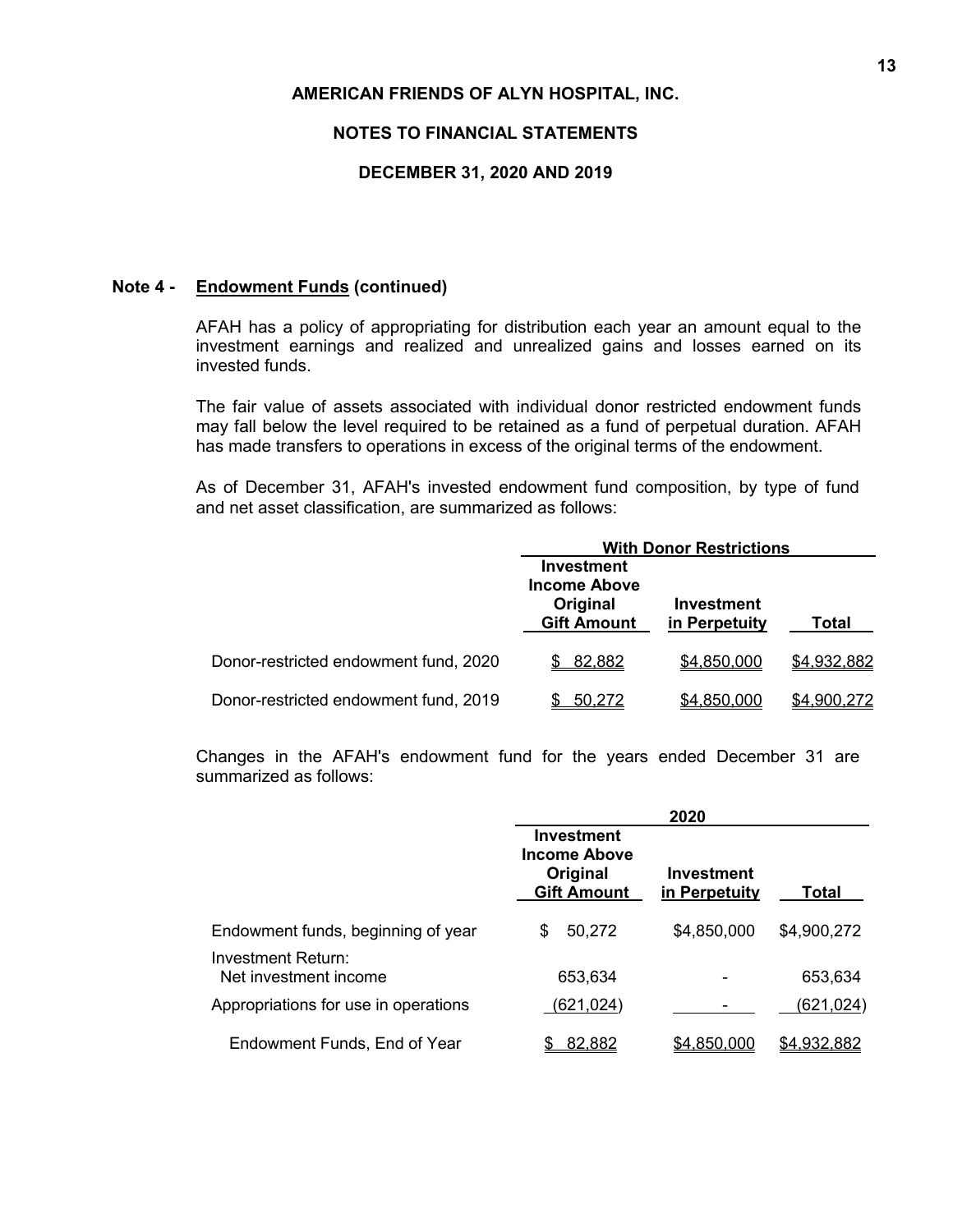AMERICAN FRIENDS OF ALYN HOSPITAL, INC.

NOTES TO FINANCIAL STATEMENTS

DECEMBER 31, 2020 AND 2019

**Note 4 - Endowment Funds (continued)**

AFAH has a policy of appropriating for distribution each year an amount equal to the investment earnings and realized and unrealized gains and losses earned on its invested funds.

The fair value of assets associated with individual donor restricted endowment funds may fall below the level required to be retained as a fund of perpetual duration. AFAH has made transfers to operations in excess of the original terms of the endowment.

As of December 31, AFAH's invested endowment fund composition, by type of fund and net asset classification, are summarized as follows:

| | With Donor Restrictions | | |
|---|---|---|---|
| | Investment Income Above Original Gift Amount | Investment in Perpetuity | Total |
| Donor-restricted endowment fund, 2020 | $ 82,882 | $4,850,000 | $4,932,882 |
| Donor-restricted endowment fund, 2019 | $ 50,272 | $4,850,000 | $4,900,272 |

Changes in the AFAH's endowment fund for the years ended December 31 are summarized as follows:

| | 2020 | | |
|---|---|---|---|
| | Investment Income Above Original Gift Amount | Investment in Perpetuity | Total |
| Endowment funds, beginning of year | $ 50,272 | $4,850,000 | $4,900,272 |
| Investment Return: | | | |
| Net investment income | 653,634 | - | 653,634 |
| Appropriations for use in operations | (621,024) | - | (621,024) |
| Endowment Funds, End of Year | $ 82,882 | $4,850,000 | $4,932,882 |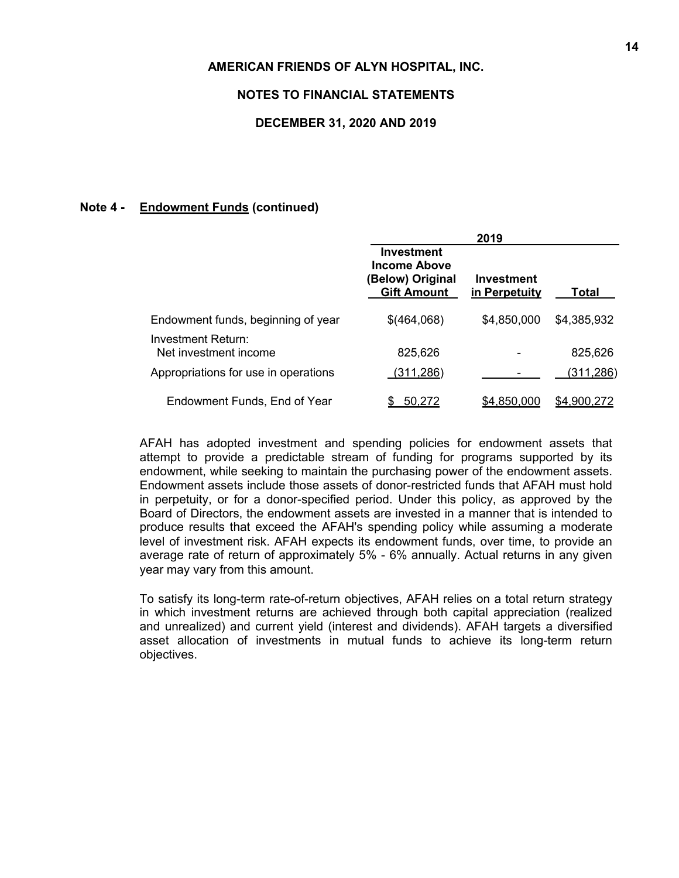AMERICAN FRIENDS OF ALYN HOSPITAL, INC.

NOTES TO FINANCIAL STATEMENTS

DECEMBER 31, 2020 AND 2019

**Note 4 - Endowment Funds (continued)**

| | 2019 | | |
|---|---|---|---|
| | Investment Income Above (Below) Original Gift Amount | Investment in Perpetuity | Total |
| Endowment funds, beginning of year | $(464,068) | $4,850,000 | $4,385,932 |
| Investment Return:<br>Net investment income | 825,626 | - | 825,626 |
| Appropriations for use in operations | (311,286) | - | (311,286) |
| Endowment Funds, End of Year | $ 50,272 | $4,850,000 | $4,900,272 |

AFAH has adopted investment and spending policies for endowment assets that attempt to provide a predictable stream of funding for programs supported by its endowment, while seeking to maintain the purchasing power of the endowment assets. Endowment assets include those assets of donor-restricted funds that AFAH must hold in perpetuity, or for a donor-specified period. Under this policy, as approved by the Board of Directors, the endowment assets are invested in a manner that is intended to produce results that exceed the AFAH's spending policy while assuming a moderate level of investment risk. AFAH expects its endowment funds, over time, to provide an average rate of return of approximately 5% - 6% annually. Actual returns in any given year may vary from this amount.

To satisfy its long-term rate-of-return objectives, AFAH relies on a total return strategy in which investment returns are achieved through both capital appreciation (realized and unrealized) and current yield (interest and dividends). AFAH targets a diversified asset allocation of investments in mutual funds to achieve its long-term return objectives.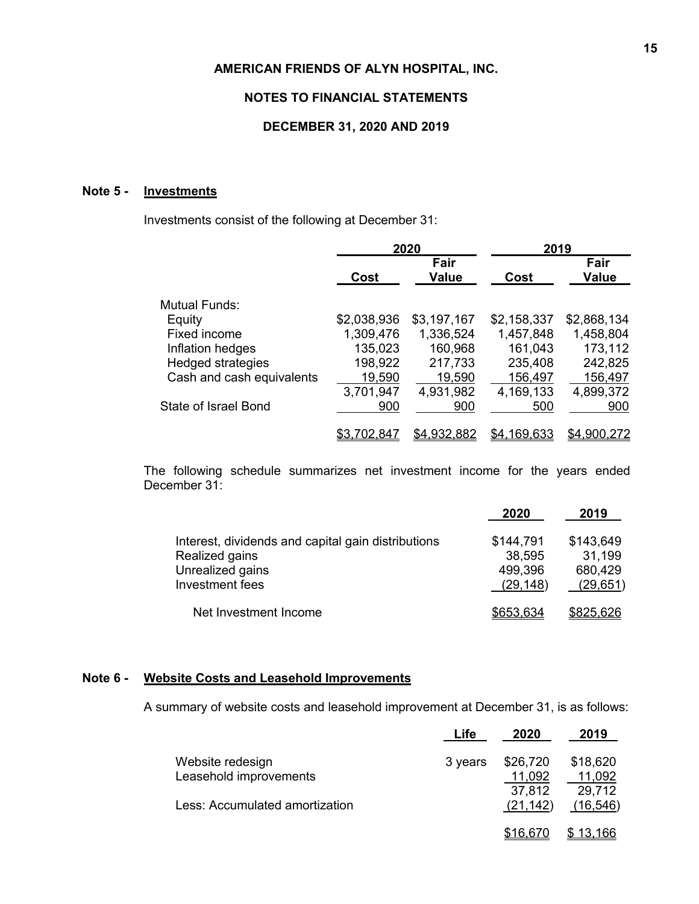**AMERICAN FRIENDS OF ALYN HOSPITAL, INC.**

**NOTES TO FINANCIAL STATEMENTS**

**DECEMBER 31, 2020 AND 2019**

### Note 5 - Investments

Investments consist of the following at December 31:

| | 2020 | | 2019 | |
|---|---|---|---|---|
| | Cost | Fair Value | Cost | Fair Value |
| Mutual Funds: | | | | |
| Equity | $2,038,936 | $3,197,167 | $2,158,337 | $2,868,134 |
| Fixed income | 1,309,476 | 1,336,524 | 1,457,848 | 1,458,804 |
| Inflation hedges | 135,023 | 160,968 | 161,043 | 173,112 |
| Hedged strategies | 198,922 | 217,733 | 235,408 | 242,825 |
| Cash and cash equivalents | 19,590 | 19,590 | 156,497 | 156,497 |
| | 3,701,947 | 4,931,982 | 4,169,133 | 4,899,372 |
| State of Israel Bond | 900 | 900 | 500 | 900 |
| | $3,702,847 | $4,932,882 | $4,169,633 | $4,900,272 |

The following schedule summarizes net investment income for the years ended December 31:

| | 2020 | 2019 |
|---|---|---|
| Interest, dividends and capital gain distributions | $144,791 | $143,649 |
| Realized gains | 38,595 | 31,199 |
| Unrealized gains | 499,396 | 680,429 |
| Investment fees | (29,148) | (29,651) |
| Net Investment Income | $653,634 | $825,626 |

### Note 6 - Website Costs and Leasehold Improvements

A summary of website costs and leasehold improvement at December 31, is as follows:

| | Life | 2020 | 2019 |
|---|---|---|---|
| Website redesign | 3 years | $26,720 | $18,620 |
| Leasehold improvements | | 11,092 | 11,092 |
| | | 37,812 | 29,712 |
| Less: Accumulated amortization | | (21,142) | (16,546) |
| | | $16,670 | $ 13,166 |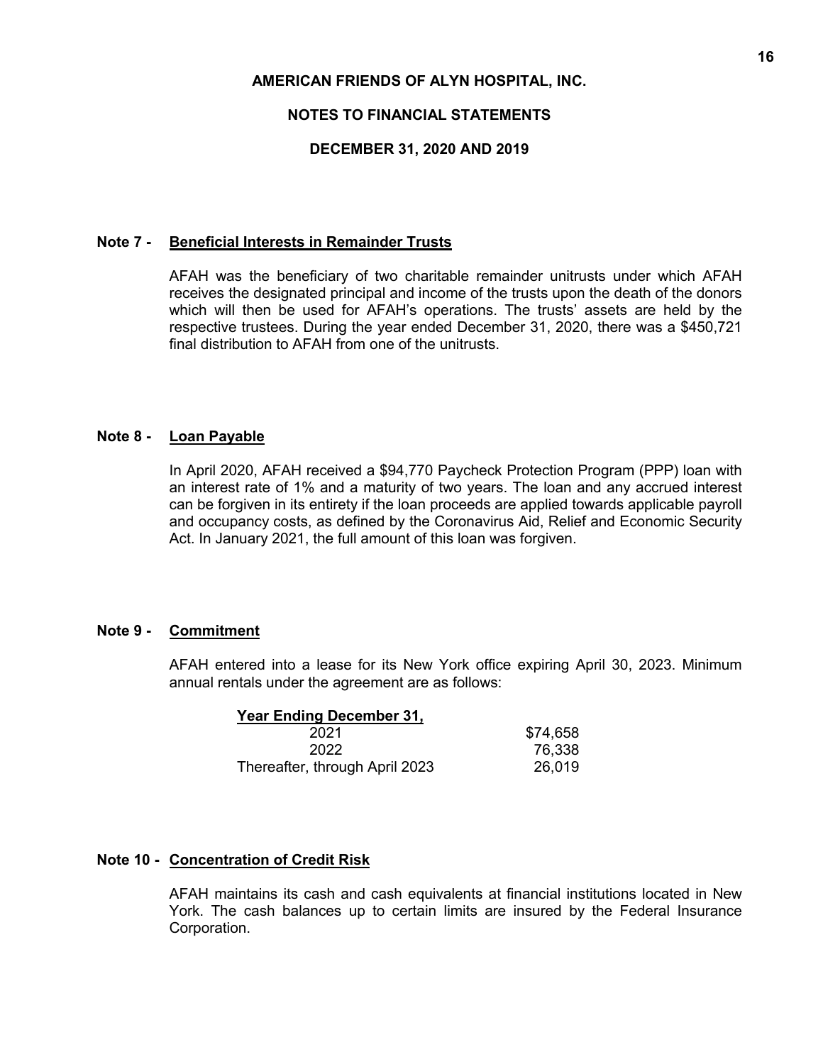**AMERICAN FRIENDS OF ALYN HOSPITAL, INC.**

**NOTES TO FINANCIAL STATEMENTS**

**DECEMBER 31, 2020 AND 2019**

## Note 7 - Beneficial Interests in Remainder Trusts

AFAH was the beneficiary of two charitable remainder unitrusts under which AFAH receives the designated principal and income of the trusts upon the death of the donors which will then be used for AFAH's operations. The trusts' assets are held by the respective trustees. During the year ended December 31, 2020, there was a $450,721 final distribution to AFAH from one of the unitrusts.

## Note 8 - Loan Payable

In April 2020, AFAH received a $94,770 Paycheck Protection Program (PPP) loan with an interest rate of 1% and a maturity of two years. The loan and any accrued interest can be forgiven in its entirety if the loan proceeds are applied towards applicable payroll and occupancy costs, as defined by the Coronavirus Aid, Relief and Economic Security Act. In January 2021, the full amount of this loan was forgiven.

## Note 9 - Commitment

AFAH entered into a lease for its New York office expiring April 30, 2023. Minimum annual rentals under the agreement are as follows:

| Year Ending December 31, | |
|---|---|
| 2021 | $74,658 |
| 2022 | 76,338 |
| Thereafter, through April 2023 | 26,019 |

## Note 10 - Concentration of Credit Risk

AFAH maintains its cash and cash equivalents at financial institutions located in New York. The cash balances up to certain limits are insured by the Federal Insurance Corporation.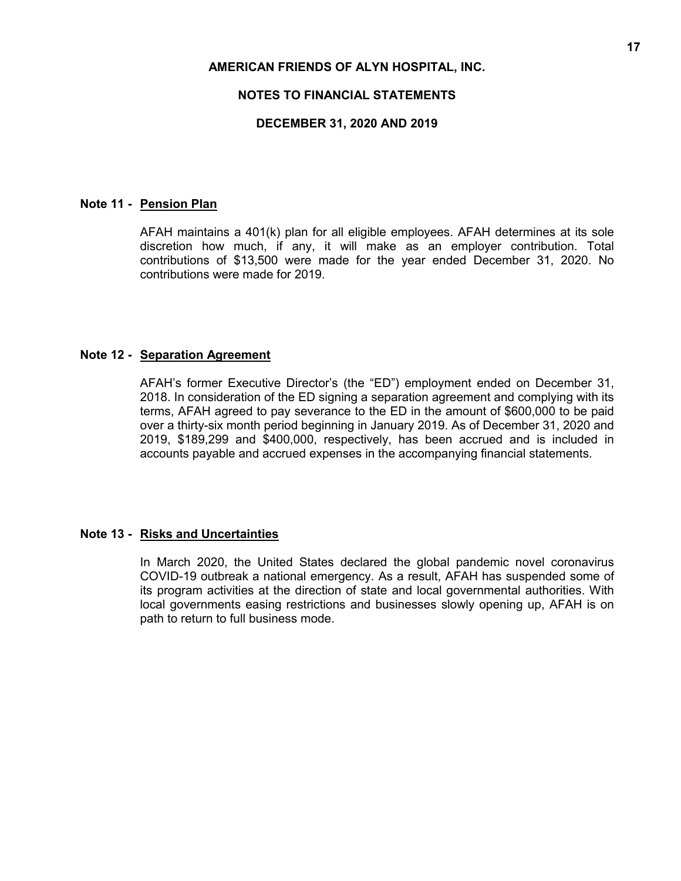**AMERICAN FRIENDS OF ALYN HOSPITAL, INC.**

**NOTES TO FINANCIAL STATEMENTS**

**DECEMBER 31, 2020 AND 2019**

## Note 11 - Pension Plan

AFAH maintains a 401(k) plan for all eligible employees. AFAH determines at its sole discretion how much, if any, it will make as an employer contribution. Total contributions of $13,500 were made for the year ended December 31, 2020. No contributions were made for 2019.

## Note 12 - Separation Agreement

AFAH's former Executive Director's (the "ED") employment ended on December 31, 2018. In consideration of the ED signing a separation agreement and complying with its terms, AFAH agreed to pay severance to the ED in the amount of $600,000 to be paid over a thirty-six month period beginning in January 2019. As of December 31, 2020 and 2019, $189,299 and $400,000, respectively, has been accrued and is included in accounts payable and accrued expenses in the accompanying financial statements.

## Note 13 - Risks and Uncertainties

In March 2020, the United States declared the global pandemic novel coronavirus COVID-19 outbreak a national emergency. As a result, AFAH has suspended some of its program activities at the direction of state and local governmental authorities. With local governments easing restrictions and businesses slowly opening up, AFAH is on path to return to full business mode.